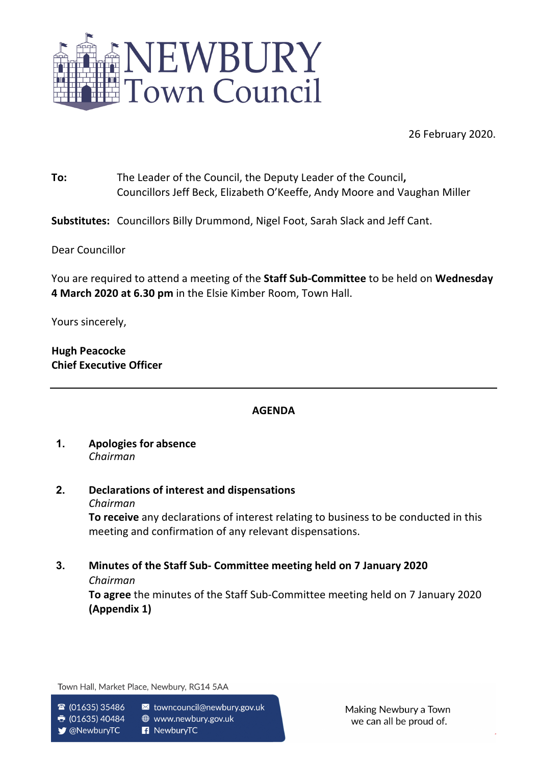# NEWBURY Town Council

26 February 2020.

**To:** The Leader of the Council, the Deputy Leader of the Council**,** Councillors Jeff Beck, Elizabeth O'Keeffe, Andy Moore and Vaughan Miller

**Substitutes:** Councillors Billy Drummond, Nigel Foot, Sarah Slack and Jeff Cant.

Dear Councillor

You are required to attend a meeting of the **Staff Sub-Committee** to be held on **Wednesday 4 March 2020 at 6.30 pm** in the Elsie Kimber Room, Town Hall.

Yours sincerely,

**Hugh Peacocke**
**Chief Executive Officer**

---

## AGENDA

1. **Apologies for absence**
   *Chairman*

2. **Declarations of interest and dispensations**
   *Chairman*
   **To receive** any declarations of interest relating to business to be conducted in this meeting and confirmation of any relevant dispensations.

3. **Minutes of the Staff Sub- Committee meeting held on 7 January 2020**
   *Chairman*
   **To agree** the minutes of the Staff Sub-Committee meeting held on 7 January 2020 **(Appendix 1)**

Town Hall, Market Place, Newbury, RG14 5AA

(01635) 35486 | towncouncil@newbury.gov.uk
(01635) 40484 | www.newbury.gov.uk
@NewburyTC | NewburyTC

Making Newbury a Town we can all be proud of.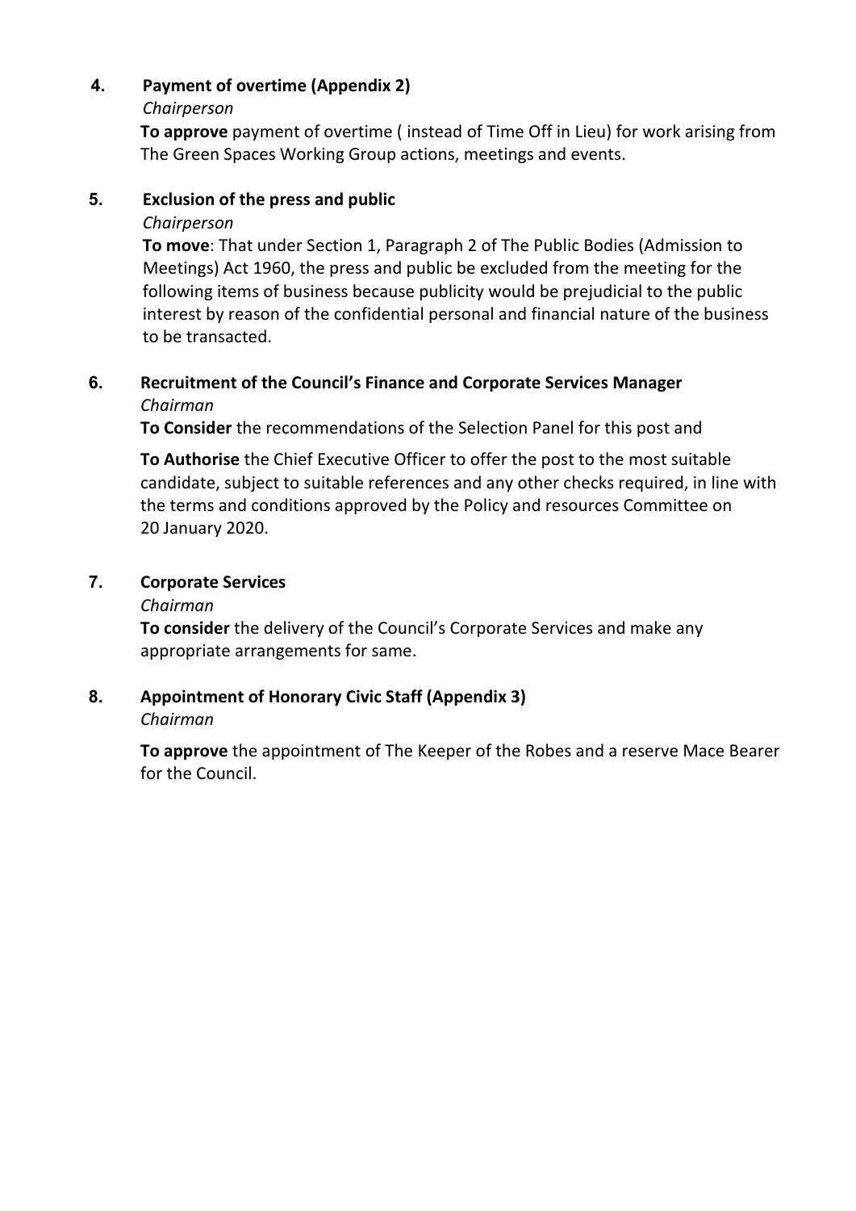**4. Payment of overtime (Appendix 2)**

*Chairperson*

**To approve** payment of overtime ( instead of Time Off in Lieu) for work arising from The Green Spaces Working Group actions, meetings and events.

**5. Exclusion of the press and public**

*Chairperson*

**To move**: That under Section 1, Paragraph 2 of The Public Bodies (Admission to Meetings) Act 1960, the press and public be excluded from the meeting for the following items of business because publicity would be prejudicial to the public interest by reason of the confidential personal and financial nature of the business to be transacted.

**6. Recruitment of the Council's Finance and Corporate Services Manager**

*Chairman*

**To Consider** the recommendations of the Selection Panel for this post and

**To Authorise** the Chief Executive Officer to offer the post to the most suitable candidate, subject to suitable references and any other checks required, in line with the terms and conditions approved by the Policy and resources Committee on 20 January 2020.

**7. Corporate Services**

*Chairman*

**To consider** the delivery of the Council's Corporate Services and make any appropriate arrangements for same.

**8. Appointment of Honorary Civic Staff (Appendix 3)**

*Chairman*

**To approve** the appointment of The Keeper of the Robes and a reserve Mace Bearer for the Council.